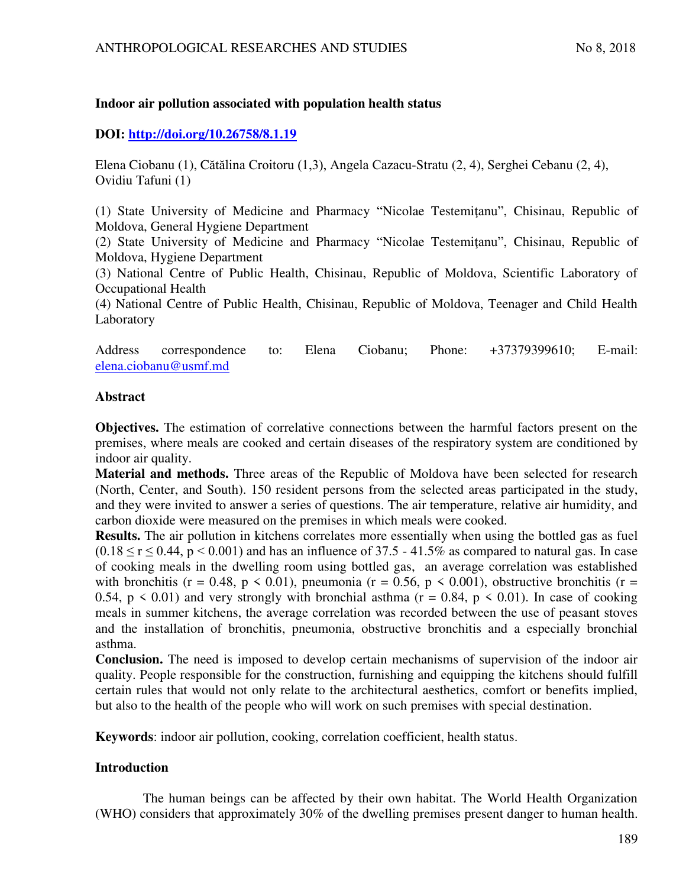### Indoor air pollution associated with population health status

**DOI: [http://doi.org/10.26758/8.1.19](http://doi.org/10.26758/8.1.19)**

Elena Ciobanu (1), Cătălina Croitoru (1,3), Angela Cazacu-Stratu (2, 4), Serghei Cebanu (2, 4), Ovidiu Tafuni (1)

(1) State University of Medicine and Pharmacy "Nicolae Testemiţanu", Chisinau, Republic of Moldova, General Hygiene Department
(2) State University of Medicine and Pharmacy "Nicolae Testemiţanu", Chisinau, Republic of Moldova, Hygiene Department
(3) National Centre of Public Health, Chisinau, Republic of Moldova, Scientific Laboratory of Occupational Health
(4) National Centre of Public Health, Chisinau, Republic of Moldova, Teenager and Child Health Laboratory

Address correspondence to: Elena Ciobanu; Phone: +37379399610; E-mail: [elena.ciobanu@usmf.md](mailto:elena.ciobanu@usmf.md)

#### Abstract

**Objectives.** The estimation of correlative connections between the harmful factors present on the premises, where meals are cooked and certain diseases of the respiratory system are conditioned by indoor air quality.
**Material and methods.** Three areas of the Republic of Moldova have been selected for research (North, Center, and South). 150 resident persons from the selected areas participated in the study, and they were invited to answer a series of questions. The air temperature, relative air humidity, and carbon dioxide were measured on the premises in which meals were cooked.
**Results.** The air pollution in kitchens correlates more essentially when using the bottled gas as fuel ($0.18 \leq r \leq 0.44$, $p < 0.001$) and has an influence of 37.5 - 41.5% as compared to natural gas. In case of cooking meals in the dwelling room using bottled gas, an average correlation was established with bronchitis ($r = 0.48$, $p < 0.01$), pneumonia ($r = 0.56$, $p < 0.001$), obstructive bronchitis ($r = 0.54$, $p < 0.01$) and very strongly with bronchial asthma ($r = 0.84$, $p < 0.01$). In case of cooking meals in summer kitchens, the average correlation was recorded between the use of peasant stoves and the installation of bronchitis, pneumonia, obstructive bronchitis and a especially bronchial asthma.
**Conclusion.** The need is imposed to develop certain mechanisms of supervision of the indoor air quality. People responsible for the construction, furnishing and equipping the kitchens should fulfill certain rules that would not only relate to the architectural aesthetics, comfort or benefits implied, but also to the health of the people who will work on such premises with special destination.

**Keywords**: indoor air pollution, cooking, correlation coefficient, health status.

#### Introduction

The human beings can be affected by their own habitat. The World Health Organization (WHO) considers that approximately 30% of the dwelling premises present danger to human health.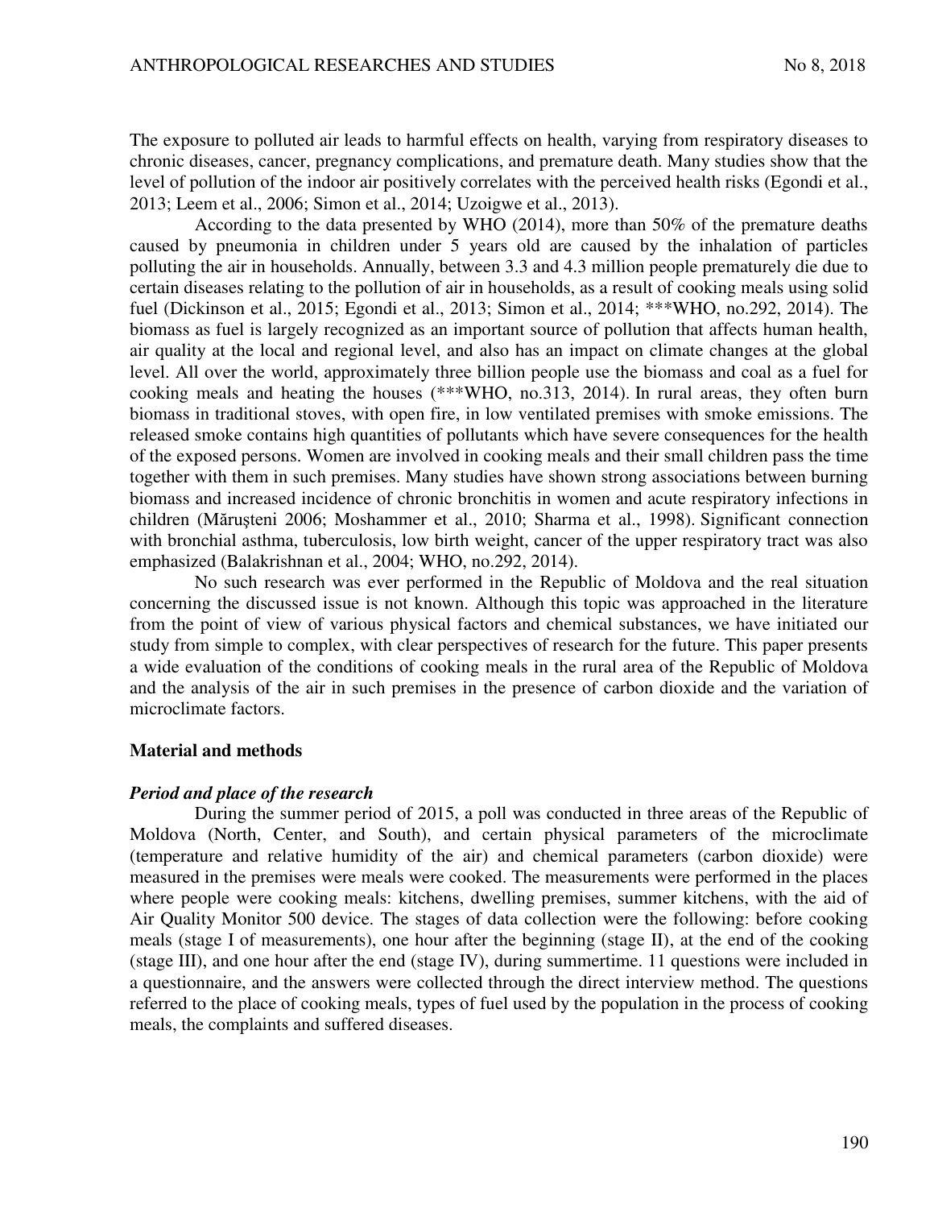The exposure to polluted air leads to harmful effects on health, varying from respiratory diseases to chronic diseases, cancer, pregnancy complications, and premature death. Many studies show that the level of pollution of the indoor air positively correlates with the perceived health risks (Egondi et al., 2013; Leem et al., 2006; Simon et al., 2014; Uzoigwe et al., 2013).

According to the data presented by WHO (2014), more than 50% of the premature deaths caused by pneumonia in children under 5 years old are caused by the inhalation of particles polluting the air in households. Annually, between 3.3 and 4.3 million people prematurely die due to certain diseases relating to the pollution of air in households, as a result of cooking meals using solid fuel (Dickinson et al., 2015; Egondi et al., 2013; Simon et al., 2014; ***WHO, no.292, 2014). The biomass as fuel is largely recognized as an important source of pollution that affects human health, air quality at the local and regional level, and also has an impact on climate changes at the global level. All over the world, approximately three billion people use the biomass and coal as a fuel for cooking meals and heating the houses (***WHO, no.313, 2014). In rural areas, they often burn biomass in traditional stoves, with open fire, in low ventilated premises with smoke emissions. The released smoke contains high quantities of pollutants which have severe consequences for the health of the exposed persons. Women are involved in cooking meals and their small children pass the time together with them in such premises. Many studies have shown strong associations between burning biomass and increased incidence of chronic bronchitis in women and acute respiratory infections in children (Mărușteni 2006; Moshammer et al., 2010; Sharma et al., 1998). Significant connection with bronchial asthma, tuberculosis, low birth weight, cancer of the upper respiratory tract was also emphasized (Balakrishnan et al., 2004; WHO, no.292, 2014).

No such research was ever performed in the Republic of Moldova and the real situation concerning the discussed issue is not known. Although this topic was approached in the literature from the point of view of various physical factors and chemical substances, we have initiated our study from simple to complex, with clear perspectives of research for the future. This paper presents a wide evaluation of the conditions of cooking meals in the rural area of the Republic of Moldova and the analysis of the air in such premises in the presence of carbon dioxide and the variation of microclimate factors.

## Material and methods

### *Period and place of the research*

During the summer period of 2015, a poll was conducted in three areas of the Republic of Moldova (North, Center, and South), and certain physical parameters of the microclimate (temperature and relative humidity of the air) and chemical parameters (carbon dioxide) were measured in the premises were meals were cooked. The measurements were performed in the places where people were cooking meals: kitchens, dwelling premises, summer kitchens, with the aid of Air Quality Monitor 500 device. The stages of data collection were the following: before cooking meals (stage I of measurements), one hour after the beginning (stage II), at the end of the cooking (stage III), and one hour after the end (stage IV), during summertime. 11 questions were included in a questionnaire, and the answers were collected through the direct interview method. The questions referred to the place of cooking meals, types of fuel used by the population in the process of cooking meals, the complaints and suffered diseases.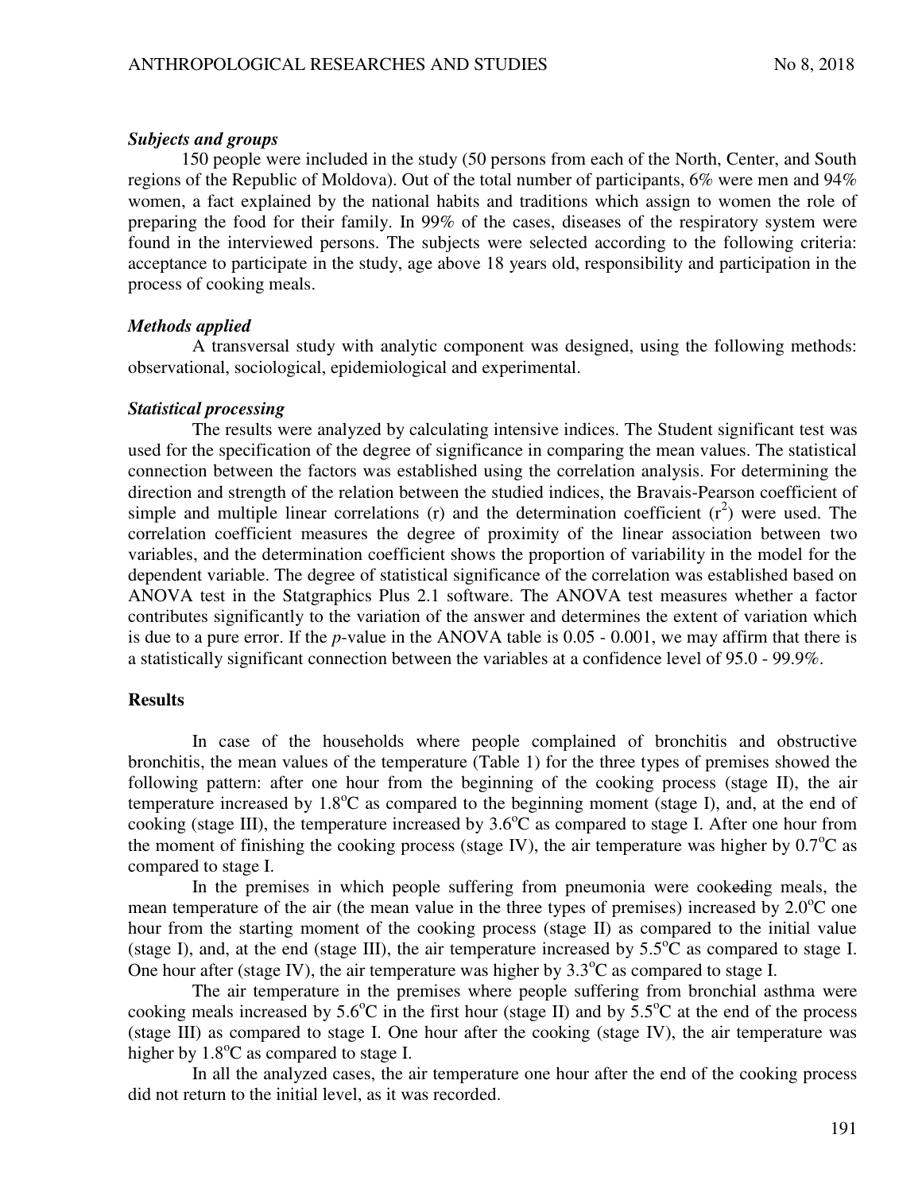### *Subjects and groups*

150 people were included in the study (50 persons from each of the North, Center, and South regions of the Republic of Moldova). Out of the total number of participants, 6% were men and 94% women, a fact explained by the national habits and traditions which assign to women the role of preparing the food for their family. In 99% of the cases, diseases of the respiratory system were found in the interviewed persons. The subjects were selected according to the following criteria: acceptance to participate in the study, age above 18 years old, responsibility and participation in the process of cooking meals.

### *Methods applied*

A transversal study with analytic component was designed, using the following methods: observational, sociological, epidemiological and experimental.

### *Statistical processing*

The results were analyzed by calculating intensive indices. The Student significant test was used for the specification of the degree of significance in comparing the mean values. The statistical connection between the factors was established using the correlation analysis. For determining the direction and strength of the relation between the studied indices, the Bravais-Pearson coefficient of simple and multiple linear correlations (r) and the determination coefficient ($r^2$) were used. The correlation coefficient measures the degree of proximity of the linear association between two variables, and the determination coefficient shows the proportion of variability in the model for the dependent variable. The degree of statistical significance of the correlation was established based on ANOVA test in the Statgraphics Plus 2.1 software. The ANOVA test measures whether a factor contributes significantly to the variation of the answer and determines the extent of variation which is due to a pure error. If the *p*-value in the ANOVA table is 0.05 - 0.001, we may affirm that there is a statistically significant connection between the variables at a confidence level of 95.0 - 99.9%.

## Results

In case of the households where people complained of bronchitis and obstructive bronchitis, the mean values of the temperature (Table 1) for the three types of premises showed the following pattern: after one hour from the beginning of the cooking process (stage II), the air temperature increased by 1.8°C as compared to the beginning moment (stage I), and, at the end of cooking (stage III), the temperature increased by 3.6°C as compared to stage I. After one hour from the moment of finishing the cooking process (stage IV), the air temperature was higher by 0.7°C as compared to stage I.

In the premises in which people suffering from pneumonia were cooking meals, the mean temperature of the air (the mean value in the three types of premises) increased by 2.0°C one hour from the starting moment of the cooking process (stage II) as compared to the initial value (stage I), and, at the end (stage III), the air temperature increased by 5.5°C as compared to stage I. One hour after (stage IV), the air temperature was higher by 3.3°C as compared to stage I.

The air temperature in the premises where people suffering from bronchial asthma were cooking meals increased by 5.6°C in the first hour (stage II) and by 5.5°C at the end of the process (stage III) as compared to stage I. One hour after the cooking (stage IV), the air temperature was higher by 1.8°C as compared to stage I.

In all the analyzed cases, the air temperature one hour after the end of the cooking process did not return to the initial level, as it was recorded.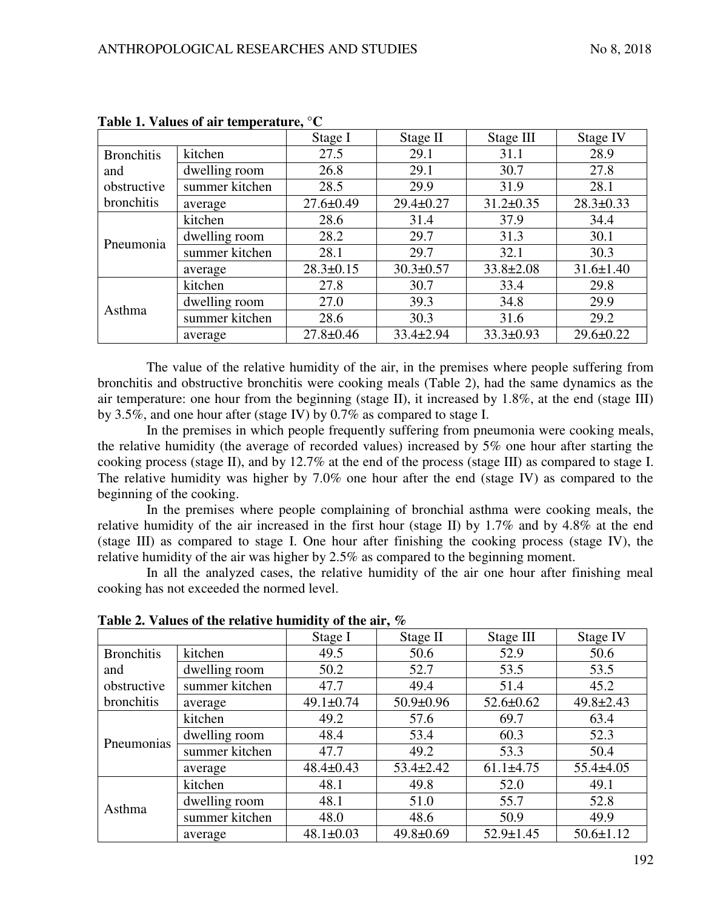**Table 1. Values of air temperature, °C**

| | | Stage I | Stage II | Stage III | Stage IV |
|---|---|---|---|---|---|
| Bronchitis and obstructive bronchitis | kitchen | 27.5 | 29.1 | 31.1 | 28.9 |
| | dwelling room | 26.8 | 29.1 | 30.7 | 27.8 |
| | summer kitchen | 28.5 | 29.9 | 31.9 | 28.1 |
| | average | 27.6±0.49 | 29.4±0.27 | 31.2±0.35 | 28.3±0.33 |
| Pneumonia | kitchen | 28.6 | 31.4 | 37.9 | 34.4 |
| | dwelling room | 28.2 | 29.7 | 31.3 | 30.1 |
| | summer kitchen | 28.1 | 29.7 | 32.1 | 30.3 |
| | average | 28.3±0.15 | 30.3±0.57 | 33.8±2.08 | 31.6±1.40 |
| Asthma | kitchen | 27.8 | 30.7 | 33.4 | 29.8 |
| | dwelling room | 27.0 | 39.3 | 34.8 | 29.9 |
| | summer kitchen | 28.6 | 30.3 | 31.6 | 29.2 |
| | average | 27.8±0.46 | 33.4±2.94 | 33.3±0.93 | 29.6±0.22 |

The value of the relative humidity of the air, in the premises where people suffering from bronchitis and obstructive bronchitis were cooking meals (Table 2), had the same dynamics as the air temperature: one hour from the beginning (stage II), it increased by 1.8%, at the end (stage III) by 3.5%, and one hour after (stage IV) by 0.7% as compared to stage I.

In the premises in which people frequently suffering from pneumonia were cooking meals, the relative humidity (the average of recorded values) increased by 5% one hour after starting the cooking process (stage II), and by 12.7% at the end of the process (stage III) as compared to stage I. The relative humidity was higher by 7.0% one hour after the end (stage IV) as compared to the beginning of the cooking.

In the premises where people complaining of bronchial asthma were cooking meals, the relative humidity of the air increased in the first hour (stage II) by 1.7% and by 4.8% at the end (stage III) as compared to stage I. One hour after finishing the cooking process (stage IV), the relative humidity of the air was higher by 2.5% as compared to the beginning moment.

In all the analyzed cases, the relative humidity of the air one hour after finishing meal cooking has not exceeded the normed level.

**Table 2. Values of the relative humidity of the air, %**

| | | Stage I | Stage II | Stage III | Stage IV |
|---|---|---|---|---|---|
| Bronchitis and obstructive bronchitis | kitchen | 49.5 | 50.6 | 52.9 | 50.6 |
| | dwelling room | 50.2 | 52.7 | 53.5 | 53.5 |
| | summer kitchen | 47.7 | 49.4 | 51.4 | 45.2 |
| | average | 49.1±0.74 | 50.9±0.96 | 52.6±0.62 | 49.8±2.43 |
| Pneumonias | kitchen | 49.2 | 57.6 | 69.7 | 63.4 |
| | dwelling room | 48.4 | 53.4 | 60.3 | 52.3 |
| | summer kitchen | 47.7 | 49.2 | 53.3 | 50.4 |
| | average | 48.4±0.43 | 53.4±2.42 | 61.1±4.75 | 55.4±4.05 |
| Asthma | kitchen | 48.1 | 49.8 | 52.0 | 49.1 |
| | dwelling room | 48.1 | 51.0 | 55.7 | 52.8 |
| | summer kitchen | 48.0 | 48.6 | 50.9 | 49.9 |
| | average | 48.1±0.03 | 49.8±0.69 | 52.9±1.45 | 50.6±1.12 |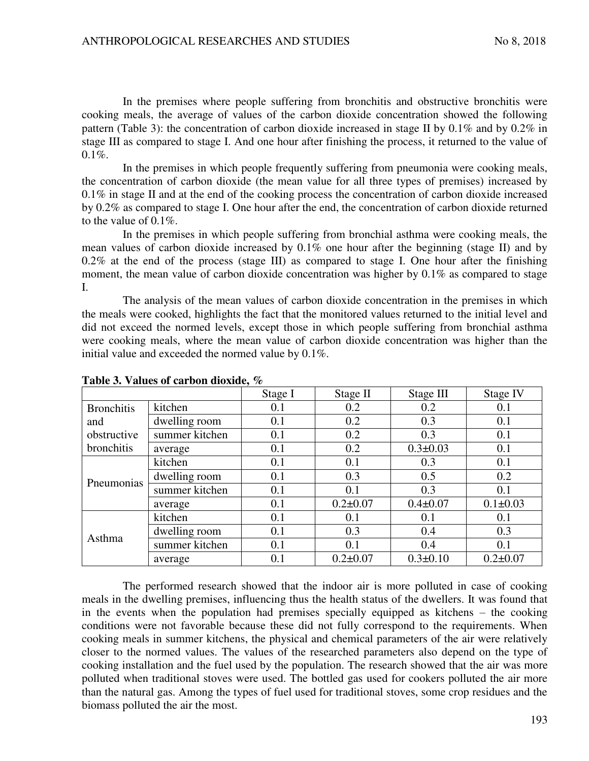In the premises where people suffering from bronchitis and obstructive bronchitis were cooking meals, the average of values of the carbon dioxide concentration showed the following pattern (Table 3): the concentration of carbon dioxide increased in stage II by 0.1% and by 0.2% in stage III as compared to stage I. And one hour after finishing the process, it returned to the value of 0.1%.

In the premises in which people frequently suffering from pneumonia were cooking meals, the concentration of carbon dioxide (the mean value for all three types of premises) increased by 0.1% in stage II and at the end of the cooking process the concentration of carbon dioxide increased by 0.2% as compared to stage I. One hour after the end, the concentration of carbon dioxide returned to the value of 0.1%.

In the premises in which people suffering from bronchial asthma were cooking meals, the mean values of carbon dioxide increased by 0.1% one hour after the beginning (stage II) and by 0.2% at the end of the process (stage III) as compared to stage I. One hour after the finishing moment, the mean value of carbon dioxide concentration was higher by 0.1% as compared to stage I.

The analysis of the mean values of carbon dioxide concentration in the premises in which the meals were cooked, highlights the fact that the monitored values returned to the initial level and did not exceed the normed levels, except those in which people suffering from bronchial asthma were cooking meals, where the mean value of carbon dioxide concentration was higher than the initial value and exceeded the normed value by 0.1%.

**Table 3. Values of carbon dioxide, %**

| | | Stage I | Stage II | Stage III | Stage IV |
|---|---|---|---|---|---|
| Bronchitis and obstructive bronchitis | kitchen | 0.1 | 0.2 | 0.2 | 0.1 |
| | dwelling room | 0.1 | 0.2 | 0.3 | 0.1 |
| | summer kitchen | 0.1 | 0.2 | 0.3 | 0.1 |
| | average | 0.1 | 0.2 | 0.3±0.03 | 0.1 |
| Pneumonias | kitchen | 0.1 | 0.1 | 0.3 | 0.1 |
| | dwelling room | 0.1 | 0.3 | 0.5 | 0.2 |
| | summer kitchen | 0.1 | 0.1 | 0.3 | 0.1 |
| | average | 0.1 | 0.2±0.07 | 0.4±0.07 | 0.1±0.03 |
| Asthma | kitchen | 0.1 | 0.1 | 0.1 | 0.1 |
| | dwelling room | 0.1 | 0.3 | 0.4 | 0.3 |
| | summer kitchen | 0.1 | 0.1 | 0.4 | 0.1 |
| | average | 0.1 | 0.2±0.07 | 0.3±0.10 | 0.2±0.07 |

The performed research showed that the indoor air is more polluted in case of cooking meals in the dwelling premises, influencing thus the health status of the dwellers. It was found that in the events when the population had premises specially equipped as kitchens – the cooking conditions were not favorable because these did not fully correspond to the requirements. When cooking meals in summer kitchens, the physical and chemical parameters of the air were relatively closer to the normed values. The values of the researched parameters also depend on the type of cooking installation and the fuel used by the population. The research showed that the air was more polluted when traditional stoves were used. The bottled gas used for cookers polluted the air more than the natural gas. Among the types of fuel used for traditional stoves, some crop residues and the biomass polluted the air the most.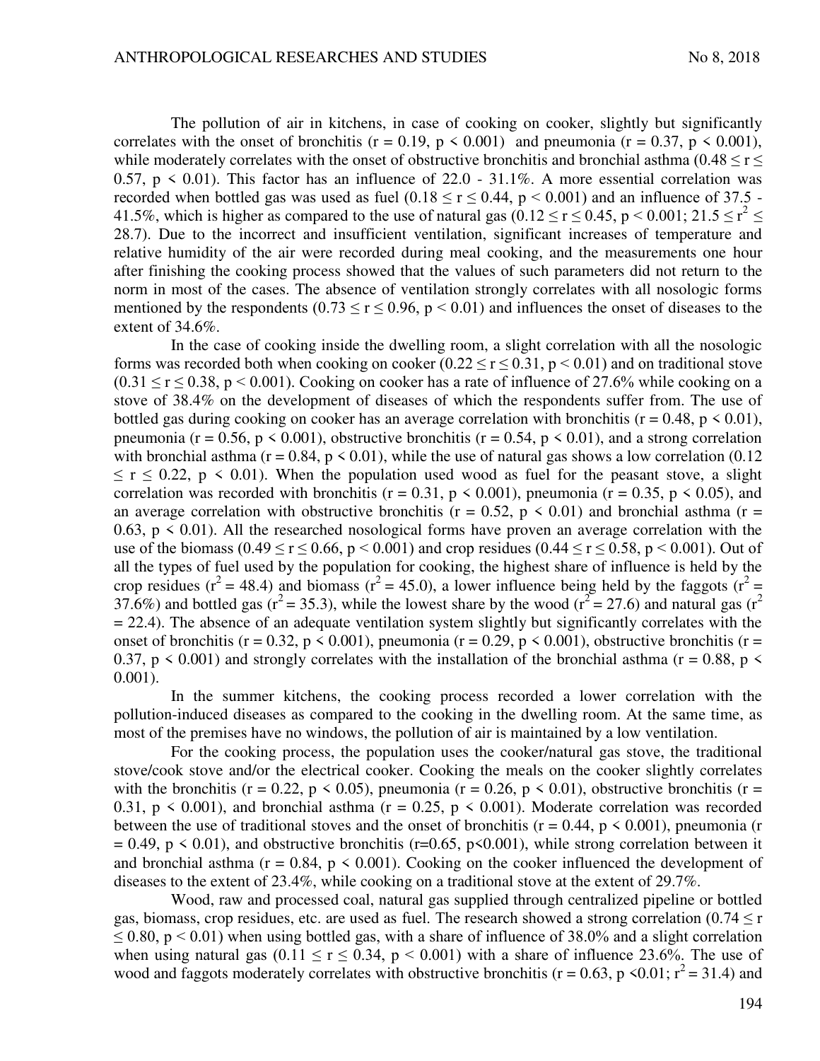The pollution of air in kitchens, in case of cooking on cooker, slightly but significantly correlates with the onset of bronchitis ($r = 0.19$, $p < 0.001$) and pneumonia ($r = 0.37$, $p < 0.001$), while moderately correlates with the onset of obstructive bronchitis and bronchial asthma ($0.48 \leq r \leq 0.57$, $p < 0.01$). This factor has an influence of 22.0 - 31.1%. A more essential correlation was recorded when bottled gas was used as fuel ($0.18 \leq r \leq 0.44$, $p < 0.001$) and an influence of 37.5 - 41.5%, which is higher as compared to the use of natural gas ($0.12 \leq r \leq 0.45$, $p < 0.001$; $21.5 \leq r^2 \leq 28.7$). Due to the incorrect and insufficient ventilation, significant increases of temperature and relative humidity of the air were recorded during meal cooking, and the measurements one hour after finishing the cooking process showed that the values of such parameters did not return to the norm in most of the cases. The absence of ventilation strongly correlates with all nosologic forms mentioned by the respondents ($0.73 \leq r \leq 0.96$, $p < 0.01$) and influences the onset of diseases to the extent of 34.6%.

In the case of cooking inside the dwelling room, a slight correlation with all the nosologic forms was recorded both when cooking on cooker ($0.22 \leq r \leq 0.31$, $p < 0.01$) and on traditional stove ($0.31 \leq r \leq 0.38$, $p < 0.001$). Cooking on cooker has a rate of influence of 27.6% while cooking on a stove of 38.4% on the development of diseases of which the respondents suffer from. The use of bottled gas during cooking on cooker has an average correlation with bronchitis ($r = 0.48$, $p < 0.01$), pneumonia ($r = 0.56$, $p < 0.001$), obstructive bronchitis ($r = 0.54$, $p < 0.01$), and a strong correlation with bronchial asthma ($r = 0.84$, $p < 0.01$), while the use of natural gas shows a low correlation ($0.12 \leq r \leq 0.22$, $p < 0.01$). When the population used wood as fuel for the peasant stove, a slight correlation was recorded with bronchitis ($r = 0.31$, $p < 0.001$), pneumonia ($r = 0.35$, $p < 0.05$), and an average correlation with obstructive bronchitis ($r = 0.52$, $p < 0.01$) and bronchial asthma ($r = 0.63$, $p < 0.01$). All the researched nosological forms have proven an average correlation with the use of the biomass ($0.49 \leq r \leq 0.66$, $p < 0.001$) and crop residues ($0.44 \leq r \leq 0.58$, $p < 0.001$). Out of all the types of fuel used by the population for cooking, the highest share of influence is held by the crop residues ($r^2 = 48.4$) and biomass ($r^2 = 45.0$), a lower influence being held by the faggots ($r^2 = 37.6\%$) and bottled gas ($r^2 = 35.3$), while the lowest share by the wood ($r^2 = 27.6$) and natural gas ($r^2 = 22.4$). The absence of an adequate ventilation system slightly but significantly correlates with the onset of bronchitis ($r = 0.32$, $p < 0.001$), pneumonia ($r = 0.29$, $p < 0.001$), obstructive bronchitis ($r = 0.37$, $p < 0.001$) and strongly correlates with the installation of the bronchial asthma ($r = 0.88$, $p < 0.001$).

In the summer kitchens, the cooking process recorded a lower correlation with the pollution-induced diseases as compared to the cooking in the dwelling room. At the same time, as most of the premises have no windows, the pollution of air is maintained by a low ventilation.

For the cooking process, the population uses the cooker/natural gas stove, the traditional stove/cook stove and/or the electrical cooker. Cooking the meals on the cooker slightly correlates with the bronchitis ($r = 0.22$, $p < 0.05$), pneumonia ($r = 0.26$, $p < 0.01$), obstructive bronchitis ($r = 0.31$, $p < 0.001$), and bronchial asthma ($r = 0.25$, $p < 0.001$). Moderate correlation was recorded between the use of traditional stoves and the onset of bronchitis ($r = 0.44$, $p < 0.001$), pneumonia ($r = 0.49$, $p < 0.01$), and obstructive bronchitis ($r=0.65$, $p<0.001$), while strong correlation between it and bronchial asthma ($r = 0.84$, $p < 0.001$). Cooking on the cooker influenced the development of diseases to the extent of 23.4%, while cooking on a traditional stove at the extent of 29.7%.

Wood, raw and processed coal, natural gas supplied through centralized pipeline or bottled gas, biomass, crop residues, etc. are used as fuel. The research showed a strong correlation ($0.74 \leq r \leq 0.80$, $p < 0.01$) when using bottled gas, with a share of influence of 38.0% and a slight correlation when using natural gas ($0.11 \leq r \leq 0.34$, $p < 0.001$) with a share of influence 23.6%. The use of wood and faggots moderately correlates with obstructive bronchitis ($r = 0.63$, $p <0.01$; $r^2 = 31.4$) and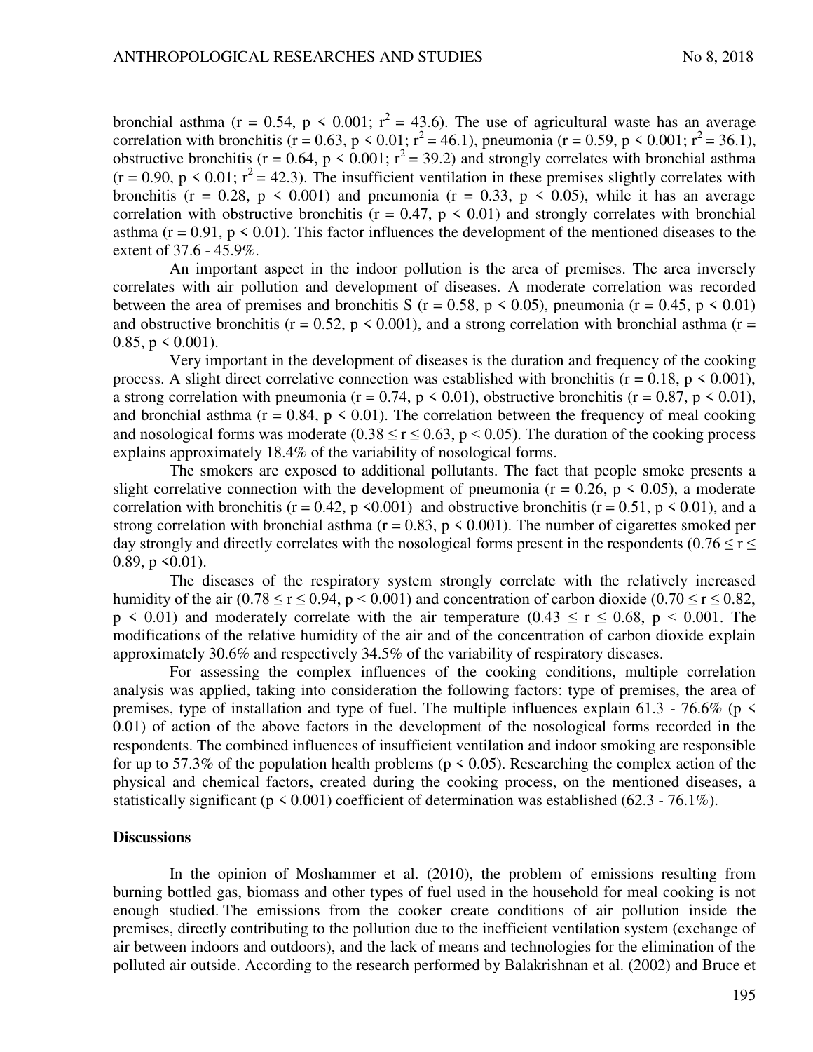bronchial asthma ($r = 0.54$, $p < 0.001$; $r^2 = 43.6$). The use of agricultural waste has an average correlation with bronchitis ($r = 0.63$, $p < 0.01$; $r^2 = 46.1$), pneumonia ($r = 0.59$, $p < 0.001$; $r^2 = 36.1$), obstructive bronchitis ($r = 0.64$, $p < 0.001$; $r^2 = 39.2$) and strongly correlates with bronchial asthma ($r = 0.90$, $p < 0.01$; $r^2 = 42.3$). The insufficient ventilation in these premises slightly correlates with bronchitis ($r = 0.28$, $p < 0.001$) and pneumonia ($r = 0.33$, $p < 0.05$), while it has an average correlation with obstructive bronchitis ($r = 0.47$, $p < 0.01$) and strongly correlates with bronchial asthma ($r = 0.91$, $p < 0.01$). This factor influences the development of the mentioned diseases to the extent of 37.6 - 45.9%.

An important aspect in the indoor pollution is the area of premises. The area inversely correlates with air pollution and development of diseases. A moderate correlation was recorded between the area of premises and bronchitis S ($r = 0.58$, $p < 0.05$), pneumonia ($r = 0.45$, $p < 0.01$) and obstructive bronchitis ($r = 0.52$, $p < 0.001$), and a strong correlation with bronchial asthma ($r = 0.85$, $p < 0.001$).

Very important in the development of diseases is the duration and frequency of the cooking process. A slight direct correlative connection was established with bronchitis ($r = 0.18$, $p < 0.001$), a strong correlation with pneumonia ($r = 0.74$, $p < 0.01$), obstructive bronchitis ($r = 0.87$, $p < 0.01$), and bronchial asthma ($r = 0.84$, $p < 0.01$). The correlation between the frequency of meal cooking and nosological forms was moderate ($0.38 \leq r \leq 0.63$, $p < 0.05$). The duration of the cooking process explains approximately 18.4% of the variability of nosological forms.

The smokers are exposed to additional pollutants. The fact that people smoke presents a slight correlative connection with the development of pneumonia ($r = 0.26$, $p < 0.05$), a moderate correlation with bronchitis ($r = 0.42$, $p < 0.001$) and obstructive bronchitis ($r = 0.51$, $p < 0.01$), and a strong correlation with bronchial asthma ($r = 0.83$, $p < 0.001$). The number of cigarettes smoked per day strongly and directly correlates with the nosological forms present in the respondents ($0.76 \leq r \leq 0.89$, $p < 0.01$).

The diseases of the respiratory system strongly correlate with the relatively increased humidity of the air ($0.78 \leq r \leq 0.94$, $p < 0.001$) and concentration of carbon dioxide ($0.70 \leq r \leq 0.82$, $p < 0.01$) and moderately correlate with the air temperature ($0.43 \leq r \leq 0.68$, $p < 0.001$. The modifications of the relative humidity of the air and of the concentration of carbon dioxide explain approximately 30.6% and respectively 34.5% of the variability of respiratory diseases.

For assessing the complex influences of the cooking conditions, multiple correlation analysis was applied, taking into consideration the following factors: type of premises, the area of premises, type of installation and type of fuel. The multiple influences explain 61.3 - 76.6% ($p < 0.01$) of action of the above factors in the development of the nosological forms recorded in the respondents. The combined influences of insufficient ventilation and indoor smoking are responsible for up to 57.3% of the population health problems ($p < 0.05$). Researching the complex action of the physical and chemical factors, created during the cooking process, on the mentioned diseases, a statistically significant ($p < 0.001$) coefficient of determination was established (62.3 - 76.1%).

**Discussions**

In the opinion of Moshammer et al. (2010), the problem of emissions resulting from burning bottled gas, biomass and other types of fuel used in the household for meal cooking is not enough studied. The emissions from the cooker create conditions of air pollution inside the premises, directly contributing to the pollution due to the inefficient ventilation system (exchange of air between indoors and outdoors), and the lack of means and technologies for the elimination of the polluted air outside. According to the research performed by Balakrishnan et al. (2002) and Bruce et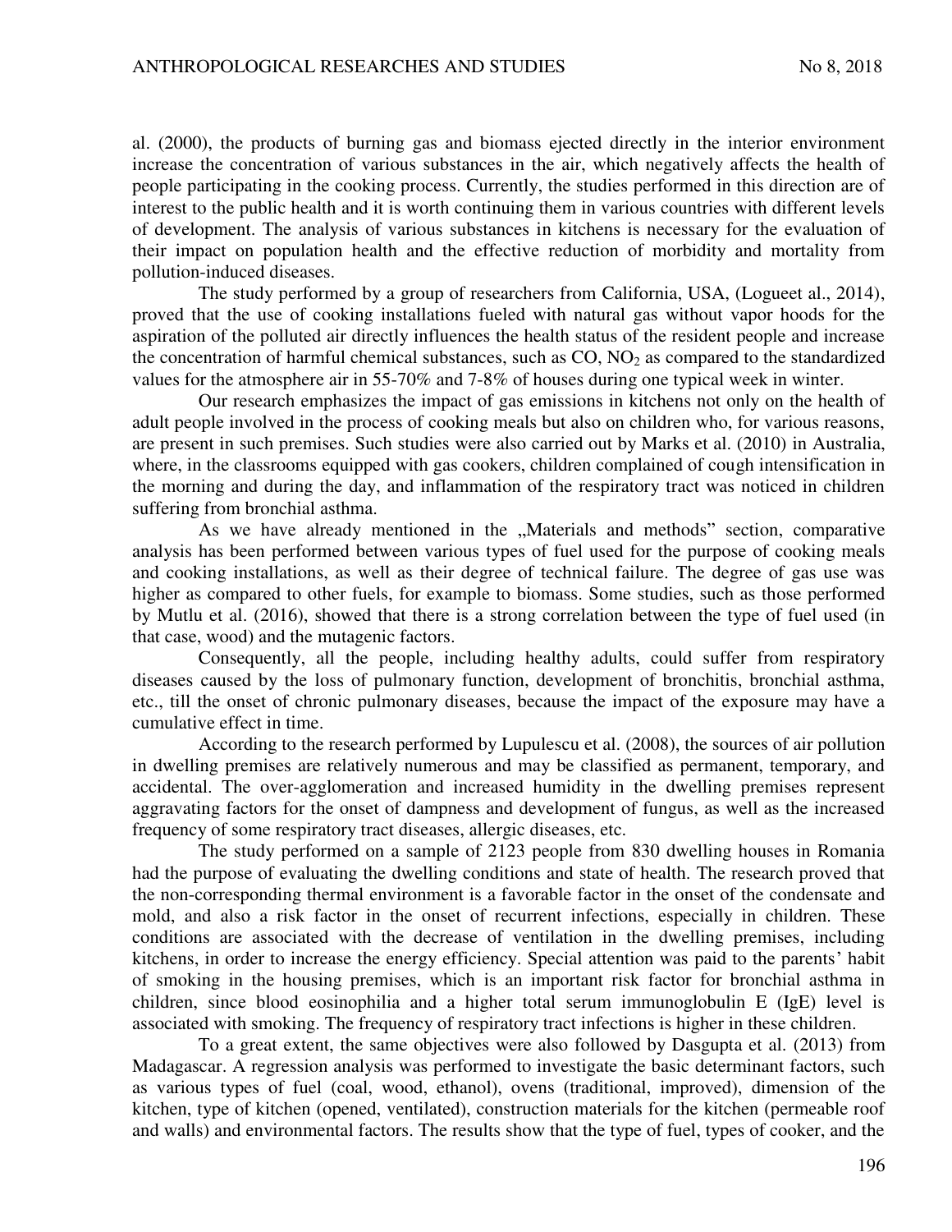al. (2000), the products of burning gas and biomass ejected directly in the interior environment increase the concentration of various substances in the air, which negatively affects the health of people participating in the cooking process. Currently, the studies performed in this direction are of interest to the public health and it is worth continuing them in various countries with different levels of development. The analysis of various substances in kitchens is necessary for the evaluation of their impact on population health and the effective reduction of morbidity and mortality from pollution-induced diseases.

The study performed by a group of researchers from California, USA, (Logueet al., 2014), proved that the use of cooking installations fueled with natural gas without vapor hoods for the aspiration of the polluted air directly influences the health status of the resident people and increase the concentration of harmful chemical substances, such as CO, $NO_2$ as compared to the standardized values for the atmosphere air in 55-70% and 7-8% of houses during one typical week in winter.

Our research emphasizes the impact of gas emissions in kitchens not only on the health of adult people involved in the process of cooking meals but also on children who, for various reasons, are present in such premises. Such studies were also carried out by Marks et al. (2010) in Australia, where, in the classrooms equipped with gas cookers, children complained of cough intensification in the morning and during the day, and inflammation of the respiratory tract was noticed in children suffering from bronchial asthma.

As we have already mentioned in the „Materials and methods" section, comparative analysis has been performed between various types of fuel used for the purpose of cooking meals and cooking installations, as well as their degree of technical failure. The degree of gas use was higher as compared to other fuels, for example to biomass. Some studies, such as those performed by Mutlu et al. (2016), showed that there is a strong correlation between the type of fuel used (in that case, wood) and the mutagenic factors.

Consequently, all the people, including healthy adults, could suffer from respiratory diseases caused by the loss of pulmonary function, development of bronchitis, bronchial asthma, etc., till the onset of chronic pulmonary diseases, because the impact of the exposure may have a cumulative effect in time.

According to the research performed by Lupulescu et al. (2008), the sources of air pollution in dwelling premises are relatively numerous and may be classified as permanent, temporary, and accidental. The over-agglomeration and increased humidity in the dwelling premises represent aggravating factors for the onset of dampness and development of fungus, as well as the increased frequency of some respiratory tract diseases, allergic diseases, etc.

The study performed on a sample of 2123 people from 830 dwelling houses in Romania had the purpose of evaluating the dwelling conditions and state of health. The research proved that the non-corresponding thermal environment is a favorable factor in the onset of the condensate and mold, and also a risk factor in the onset of recurrent infections, especially in children. These conditions are associated with the decrease of ventilation in the dwelling premises, including kitchens, in order to increase the energy efficiency. Special attention was paid to the parents' habit of smoking in the housing premises, which is an important risk factor for bronchial asthma in children, since blood eosinophilia and a higher total serum immunoglobulin E (IgE) level is associated with smoking. The frequency of respiratory tract infections is higher in these children.

To a great extent, the same objectives were also followed by Dasgupta et al. (2013) from Madagascar. A regression analysis was performed to investigate the basic determinant factors, such as various types of fuel (coal, wood, ethanol), ovens (traditional, improved), dimension of the kitchen, type of kitchen (opened, ventilated), construction materials for the kitchen (permeable roof and walls) and environmental factors. The results show that the type of fuel, types of cooker, and the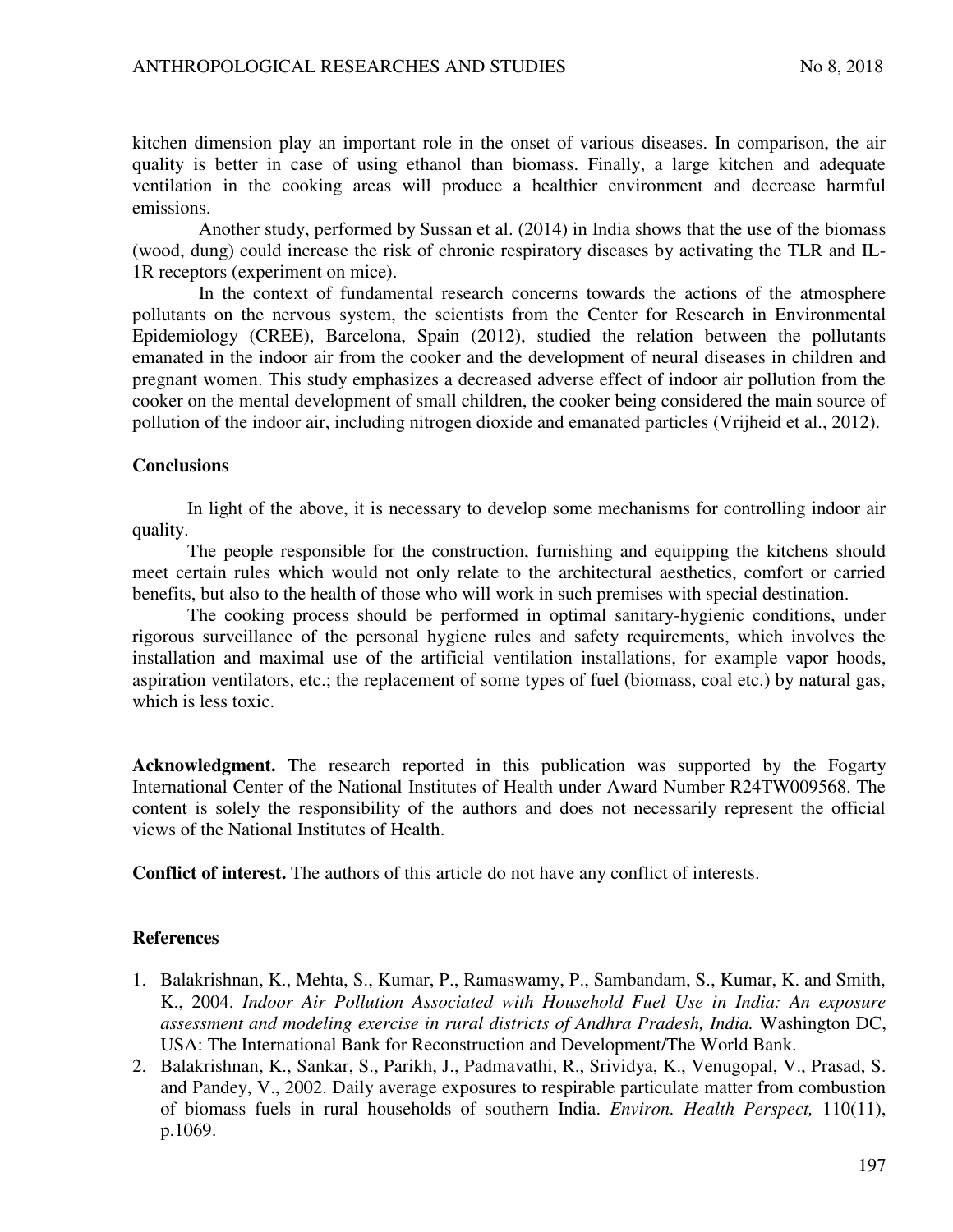kitchen dimension play an important role in the onset of various diseases. In comparison, the air quality is better in case of using ethanol than biomass. Finally, a large kitchen and adequate ventilation in the cooking areas will produce a healthier environment and decrease harmful emissions.

Another study, performed by Sussan et al. (2014) in India shows that the use of the biomass (wood, dung) could increase the risk of chronic respiratory diseases by activating the TLR and IL-1R receptors (experiment on mice).

In the context of fundamental research concerns towards the actions of the atmosphere pollutants on the nervous system, the scientists from the Center for Research in Environmental Epidemiology (CREE), Barcelona, Spain (2012), studied the relation between the pollutants emanated in the indoor air from the cooker and the development of neural diseases in children and pregnant women. This study emphasizes a decreased adverse effect of indoor air pollution from the cooker on the mental development of small children, the cooker being considered the main source of pollution of the indoor air, including nitrogen dioxide and emanated particles (Vrijheid et al., 2012).

## Conclusions

In light of the above, it is necessary to develop some mechanisms for controlling indoor air quality.

The people responsible for the construction, furnishing and equipping the kitchens should meet certain rules which would not only relate to the architectural aesthetics, comfort or carried benefits, but also to the health of those who will work in such premises with special destination.

The cooking process should be performed in optimal sanitary-hygienic conditions, under rigorous surveillance of the personal hygiene rules and safety requirements, which involves the installation and maximal use of the artificial ventilation installations, for example vapor hoods, aspiration ventilators, etc.; the replacement of some types of fuel (biomass, coal etc.) by natural gas, which is less toxic.

**Acknowledgment.** The research reported in this publication was supported by the Fogarty International Center of the National Institutes of Health under Award Number R24TW009568. The content is solely the responsibility of the authors and does not necessarily represent the official views of the National Institutes of Health.

**Conflict of interest.** The authors of this article do not have any conflict of interests.

## References

1. Balakrishnan, K., Mehta, S., Kumar, P., Ramaswamy, P., Sambandam, S., Kumar, K. and Smith, K., 2004. *Indoor Air Pollution Associated with Household Fuel Use in India: An exposure assessment and modeling exercise in rural districts of Andhra Pradesh, India.* Washington DC, USA: The International Bank for Reconstruction and Development/The World Bank.
2. Balakrishnan, K., Sankar, S., Parikh, J., Padmavathi, R., Srividya, K., Venugopal, V., Prasad, S. and Pandey, V., 2002. Daily average exposures to respirable particulate matter from combustion of biomass fuels in rural households of southern India. *Environ. Health Perspect,* 110(11), p.1069.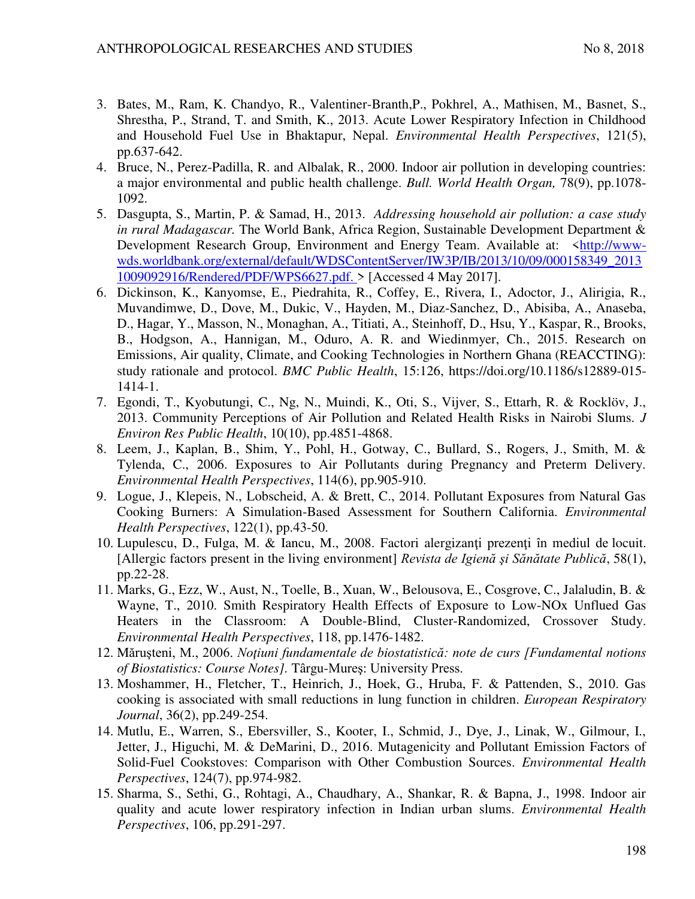3. Bates, M., Ram, K. Chandyo, R., Valentiner-Branth,P., Pokhrel, A., Mathisen, M., Basnet, S., Shrestha, P., Strand, T. and Smith, K., 2013. Acute Lower Respiratory Infection in Childhood and Household Fuel Use in Bhaktapur, Nepal. *Environmental Health Perspectives*, 121(5), pp.637-642.
4. Bruce, N., Perez-Padilla, R. and Albalak, R., 2000. Indoor air pollution in developing countries: a major environmental and public health challenge. *Bull. World Health Organ,* 78(9), pp.1078-1092.
5. Dasgupta, S., Martin, P. & Samad, H., 2013. *Addressing household air pollution: a case study in rural Madagascar.* The World Bank, Africa Region, Sustainable Development Department & Development Research Group, Environment and Energy Team. Available at: <http://www-wds.worldbank.org/external/default/WDSContentServer/IW3P/IB/2013/10/09/000158349_20131009092916/Rendered/PDF/WPS6627.pdf. > [Accessed 4 May 2017].
6. Dickinson, K., Kanyomse, E., Piedrahita, R., Coffey, E., Rivera, I., Adoctor, J., Alirigia, R., Muvandimwe, D., Dove, M., Dukic, V., Hayden, M., Diaz-Sanchez, D., Abisiba, A., Anaseba, D., Hagar, Y., Masson, N., Monaghan, A., Titiati, A., Steinhoff, D., Hsu, Y., Kaspar, R., Brooks, B., Hodgson, A., Hannigan, M., Oduro, A. R. and Wiedinmyer, Ch., 2015. Research on Emissions, Air quality, Climate, and Cooking Technologies in Northern Ghana (REACCTING): study rationale and protocol. *BMC Public Health*, 15:126, https://doi.org/10.1186/s12889-015-1414-1.
7. Egondi, T., Kyobutungi, C., Ng, N., Muindi, K., Oti, S., Vijver, S., Ettarh, R. & Rocklöv, J., 2013. Community Perceptions of Air Pollution and Related Health Risks in Nairobi Slums. *J Environ Res Public Health*, 10(10), pp.4851-4868.
8. Leem, J., Kaplan, B., Shim, Y., Pohl, H., Gotway, C., Bullard, S., Rogers, J., Smith, M. & Tylenda, C., 2006. Exposures to Air Pollutants during Pregnancy and Preterm Delivery. *Environmental Health Perspectives*, 114(6), pp.905-910.
9. Logue, J., Klepeis, N., Lobscheid, A. & Brett, C., 2014. Pollutant Exposures from Natural Gas Cooking Burners: A Simulation-Based Assessment for Southern California. *Environmental Health Perspectives*, 122(1), pp.43-50.
10. Lupulescu, D., Fulga, M. & Iancu, M., 2008. Factori alergizanţi prezenţi în mediul de locuit. [Allergic factors present in the living environment] *Revista de Igienă şi Sănătate Publică*, 58(1), pp.22-28.
11. Marks, G., Ezz, W., Aust, N., Toelle, B., Xuan, W., Belousova, E., Cosgrove, C., Jalaludin, B. & Wayne, T., 2010. Smith Respiratory Health Effects of Exposure to Low-NOx Unflued Gas Heaters in the Classroom: A Double-Blind, Cluster-Randomized, Crossover Study. *Environmental Health Perspectives*, 118, pp.1476-1482.
12. Măruşteni, M., 2006. *Noţiuni fundamentale de biostatistică: note de curs [Fundamental notions of Biostatistics: Course Notes].* Târgu-Mureş: University Press.
13. Moshammer, H., Fletcher, T., Heinrich, J., Hoek, G., Hruba, F. & Pattenden, S., 2010. Gas cooking is associated with small reductions in lung function in children. *European Respiratory Journal*, 36(2), pp.249-254.
14. Mutlu, E., Warren, S., Ebersviller, S., Kooter, I., Schmid, J., Dye, J., Linak, W., Gilmour, I., Jetter, J., Higuchi, M. & DeMarini, D., 2016. Mutagenicity and Pollutant Emission Factors of Solid-Fuel Cookstoves: Comparison with Other Combustion Sources. *Environmental Health Perspectives*, 124(7), pp.974-982.
15. Sharma, S., Sethi, G., Rohtagi, A., Chaudhary, A., Shankar, R. & Bapna, J., 1998. Indoor air quality and acute lower respiratory infection in Indian urban slums. *Environmental Health Perspectives*, 106, pp.291-297.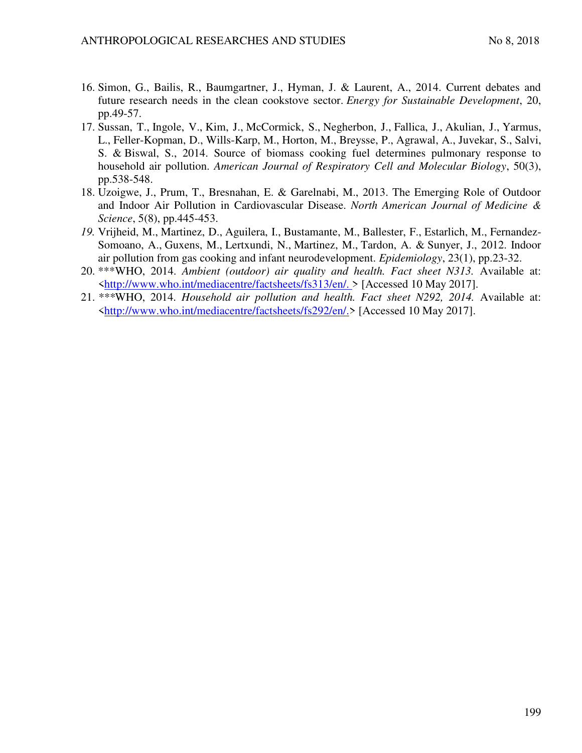16. Simon, G., Bailis, R., Baumgartner, J., Hyman, J. & Laurent, A., 2014. Current debates and future research needs in the clean cookstove sector. *Energy for Sustainable Development*, 20, pp.49-57.
17. Sussan, T., Ingole, V., Kim, J., McCormick, S., Negherbon, J., Fallica, J., Akulian, J., Yarmus, L., Feller-Kopman, D., Wills-Karp, M., Horton, M., Breysse, P., Agrawal, A., Juvekar, S., Salvi, S. & Biswal, S., 2014. Source of biomass cooking fuel determines pulmonary response to household air pollution. *American Journal of Respiratory Cell and Molecular Biology*, 50(3), pp.538-548.
18. Uzoigwe, J., Prum, T., Bresnahan, E. & Garelnabi, M., 2013. The Emerging Role of Outdoor and Indoor Air Pollution in Cardiovascular Disease. *North American Journal of Medicine & Science*, 5(8), pp.445-453.
19. Vrijheid, M., Martinez, D., Aguilera, I., Bustamante, M., Ballester, F., Estarlich, M., Fernandez-Somoano, A., Guxens, M., Lertxundi, N., Martinez, M., Tardon, A. & Sunyer, J., 2012. Indoor air pollution from gas cooking and infant neurodevelopment. *Epidemiology*, 23(1), pp.23-32.
20. ***WHO, 2014. *Ambient (outdoor) air quality and health. Fact sheet N313.* Available at: <http://www.who.int/mediacentre/factsheets/fs313/en/. > [Accessed 10 May 2017].
21. ***WHO, 2014. *Household air pollution and health. Fact sheet N292, 2014.* Available at: <http://www.who.int/mediacentre/factsheets/fs292/en/.> [Accessed 10 May 2017].